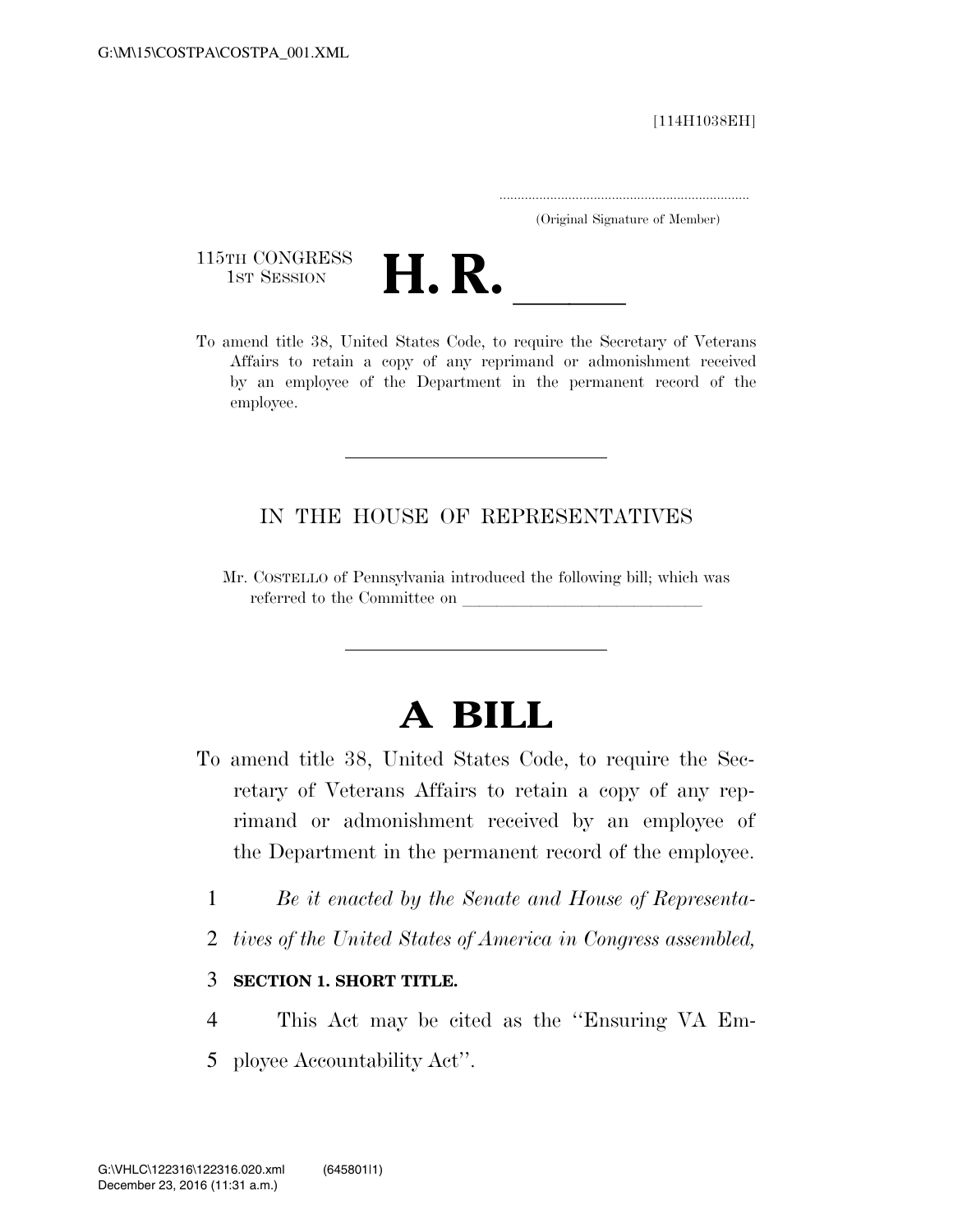[114H1038EH]

.....................................................................
(Original Signature of Member)

115TH CONGRESS
1ST SESSION

# H. R. \_\_\_\_\_\_

To amend title 38, United States Code, to require the Secretary of Veterans Affairs to retain a copy of any reprimand or admonishment received by an employee of the Department in the permanent record of the employee.

---

IN THE HOUSE OF REPRESENTATIVES

Mr. COSTELLO of Pennsylvania introduced the following bill; which was referred to the Committee on \_\_\_\_\_\_\_\_\_\_\_\_\_\_\_\_\_\_\_\_\_\_\_\_\_\_\_\_\_\_

---

# A BILL

To amend title 38, United States Code, to require the Secretary of Veterans Affairs to retain a copy of any reprimand or admonishment received by an employee of the Department in the permanent record of the employee.

1 *Be it enacted by the Senate and House of Representa-*
2 *tives of the United States of America in Congress assembled,*

3 **SECTION 1. SHORT TITLE.**

4 This Act may be cited as the ''Ensuring VA Em-
5 ployee Accountability Act''.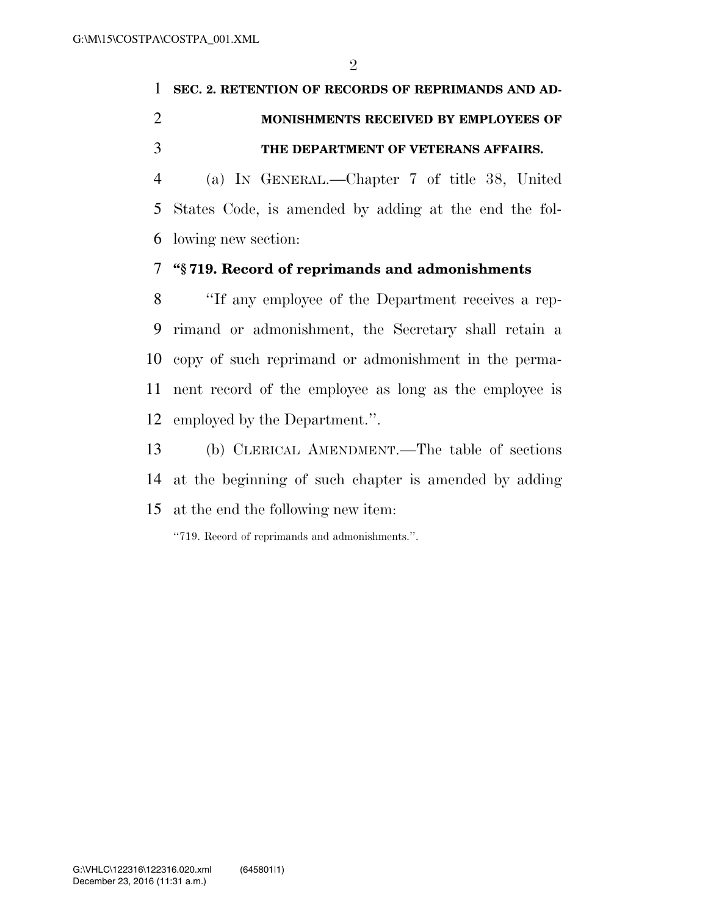**SEC. 2. RETENTION OF RECORDS OF REPRIMANDS AND ADMONISHMENTS RECEIVED BY EMPLOYEES OF THE DEPARTMENT OF VETERANS AFFAIRS.**

(a) IN GENERAL.—Chapter 7 of title 38, United States Code, is amended by adding at the end the following new section:

**"§ 719. Record of reprimands and admonishments**

"If any employee of the Department receives a reprimand or admonishment, the Secretary shall retain a copy of such reprimand or admonishment in the permanent record of the employee as long as the employee is employed by the Department.".

(b) CLERICAL AMENDMENT.—The table of sections at the beginning of such chapter is amended by adding at the end the following new item:

"719. Record of reprimands and admonishments.".